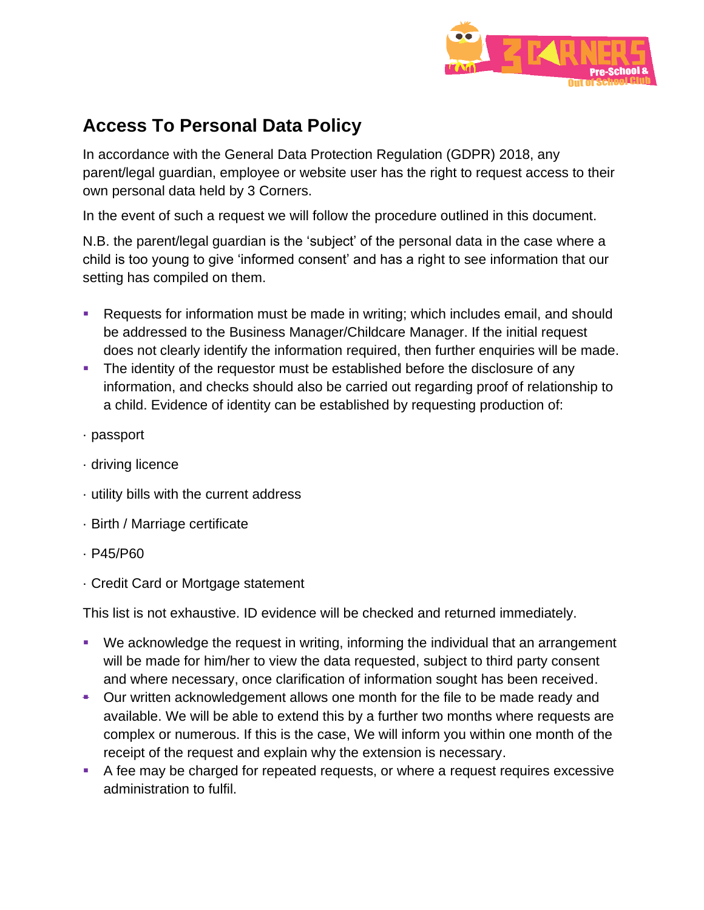# Access To Personal Data Policy

In accordance with the General Data Protection Regulation (GDPR) 2018, any parent/legal guardian, employee or website user has the right to request access to their own personal data held by 3 Corners.

In the event of such a request we will follow the procedure outlined in this document.

N.B. the parent/legal guardian is the 'subject' of the personal data in the case where a child is too young to give 'informed consent' and has a right to see information that our setting has compiled on them.

- Requests for information must be made in writing; which includes email, and should be addressed to the Business Manager/Childcare Manager. If the initial request does not clearly identify the information required, then further enquiries will be made.
- The identity of the requestor must be established before the disclosure of any information, and checks should also be carried out regarding proof of relationship to a child. Evidence of identity can be established by requesting production of:

· passport

· driving licence

· utility bills with the current address

· Birth / Marriage certificate

· P45/P60

· Credit Card or Mortgage statement

This list is not exhaustive. ID evidence will be checked and returned immediately.

- We acknowledge the request in writing, informing the individual that an arrangement will be made for him/her to view the data requested, subject to third party consent and where necessary, once clarification of information sought has been received.
- Our written acknowledgement allows one month for the file to be made ready and available. We will be able to extend this by a further two months where requests are complex or numerous. If this is the case, We will inform you within one month of the receipt of the request and explain why the extension is necessary.
- A fee may be charged for repeated requests, or where a request requires excessive administration to fulfil.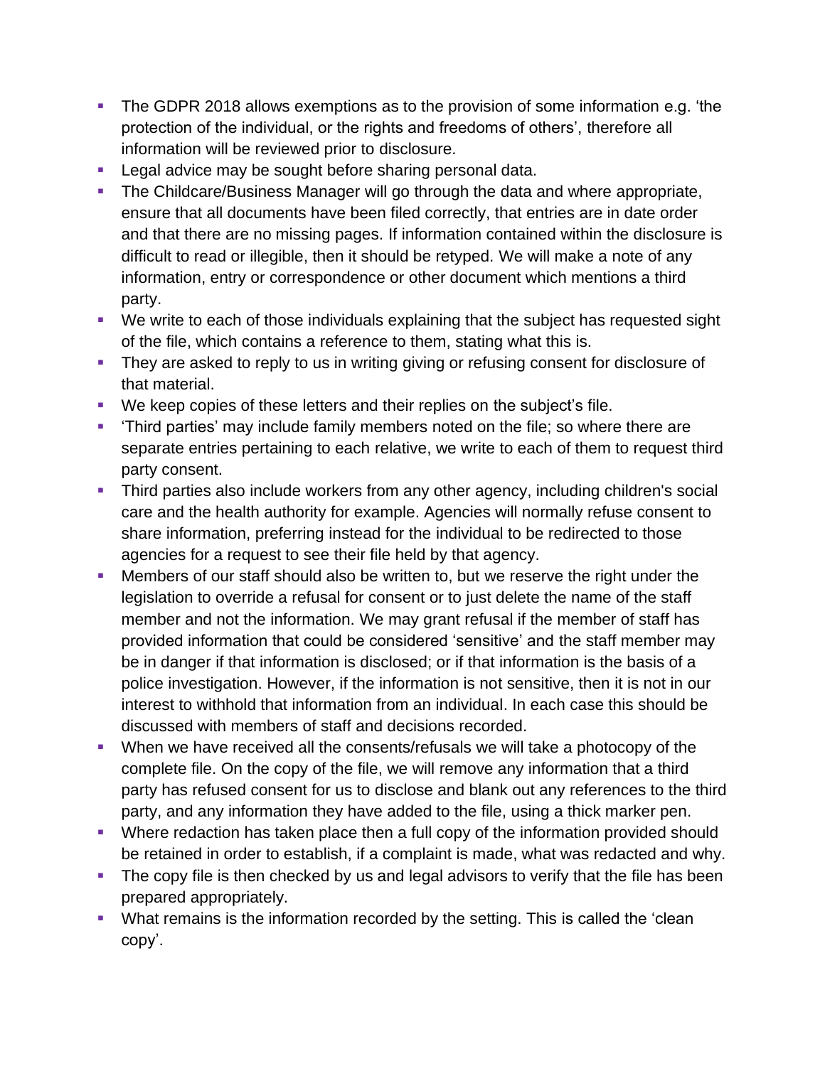- The GDPR 2018 allows exemptions as to the provision of some information e.g. 'the protection of the individual, or the rights and freedoms of others', therefore all information will be reviewed prior to disclosure.
- Legal advice may be sought before sharing personal data.
- The Childcare/Business Manager will go through the data and where appropriate, ensure that all documents have been filed correctly, that entries are in date order and that there are no missing pages. If information contained within the disclosure is difficult to read or illegible, then it should be retyped. We will make a note of any information, entry or correspondence or other document which mentions a third party.
- We write to each of those individuals explaining that the subject has requested sight of the file, which contains a reference to them, stating what this is.
- They are asked to reply to us in writing giving or refusing consent for disclosure of that material.
- We keep copies of these letters and their replies on the subject's file.
- 'Third parties' may include family members noted on the file; so where there are separate entries pertaining to each relative, we write to each of them to request third party consent.
- Third parties also include workers from any other agency, including children's social care and the health authority for example. Agencies will normally refuse consent to share information, preferring instead for the individual to be redirected to those agencies for a request to see their file held by that agency.
- Members of our staff should also be written to, but we reserve the right under the legislation to override a refusal for consent or to just delete the name of the staff member and not the information. We may grant refusal if the member of staff has provided information that could be considered 'sensitive' and the staff member may be in danger if that information is disclosed; or if that information is the basis of a police investigation. However, if the information is not sensitive, then it is not in our interest to withhold that information from an individual. In each case this should be discussed with members of staff and decisions recorded.
- When we have received all the consents/refusals we will take a photocopy of the complete file. On the copy of the file, we will remove any information that a third party has refused consent for us to disclose and blank out any references to the third party, and any information they have added to the file, using a thick marker pen.
- Where redaction has taken place then a full copy of the information provided should be retained in order to establish, if a complaint is made, what was redacted and why.
- The copy file is then checked by us and legal advisors to verify that the file has been prepared appropriately.
- What remains is the information recorded by the setting. This is called the 'clean copy'.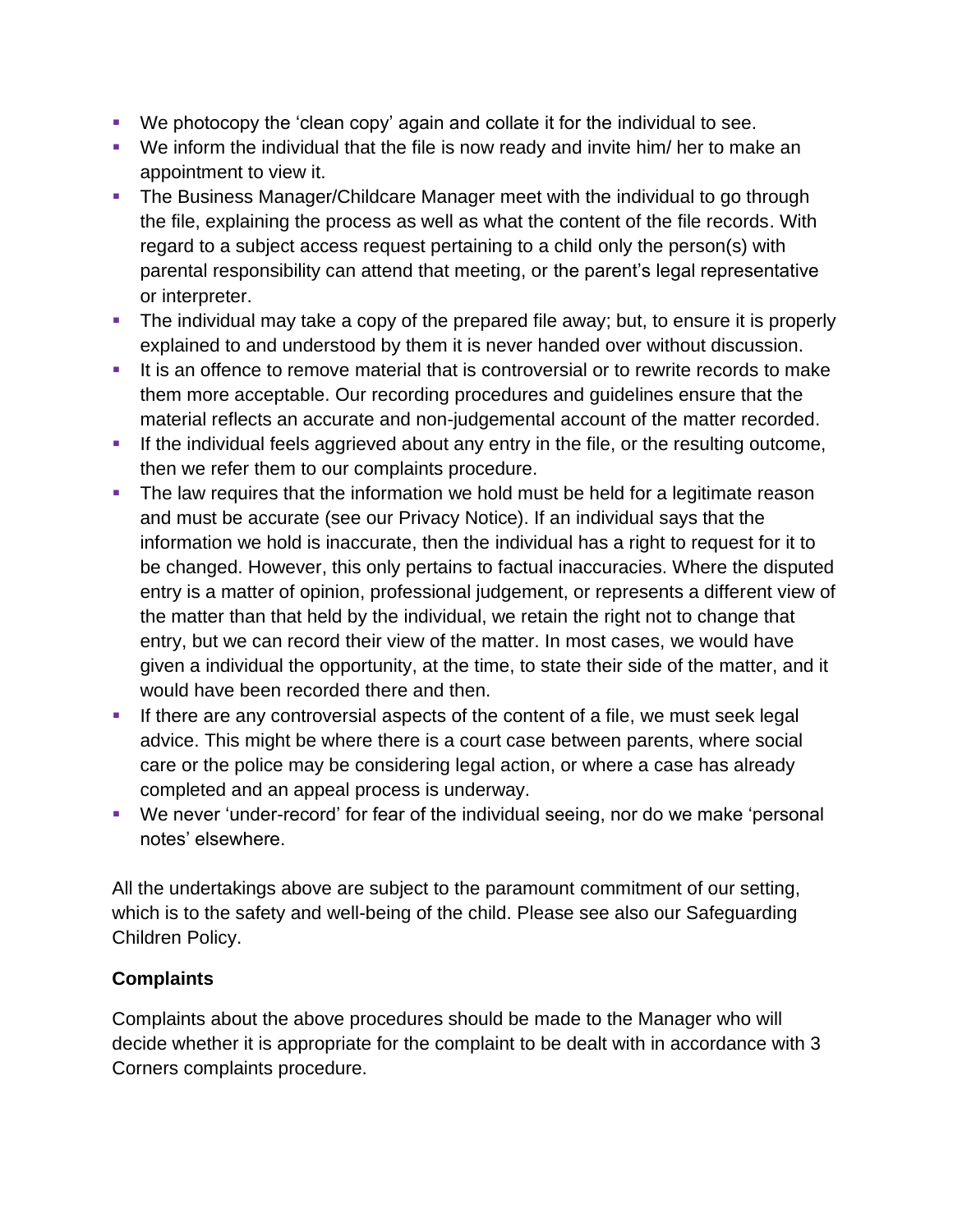- We photocopy the 'clean copy' again and collate it for the individual to see.
- We inform the individual that the file is now ready and invite him/ her to make an appointment to view it.
- The Business Manager/Childcare Manager meet with the individual to go through the file, explaining the process as well as what the content of the file records. With regard to a subject access request pertaining to a child only the person(s) with parental responsibility can attend that meeting, or the parent's legal representative or interpreter.
- The individual may take a copy of the prepared file away; but, to ensure it is properly explained to and understood by them it is never handed over without discussion.
- It is an offence to remove material that is controversial or to rewrite records to make them more acceptable. Our recording procedures and guidelines ensure that the material reflects an accurate and non-judgemental account of the matter recorded.
- If the individual feels aggrieved about any entry in the file, or the resulting outcome, then we refer them to our complaints procedure.
- The law requires that the information we hold must be held for a legitimate reason and must be accurate (see our Privacy Notice). If an individual says that the information we hold is inaccurate, then the individual has a right to request for it to be changed. However, this only pertains to factual inaccuracies. Where the disputed entry is a matter of opinion, professional judgement, or represents a different view of the matter than that held by the individual, we retain the right not to change that entry, but we can record their view of the matter. In most cases, we would have given a individual the opportunity, at the time, to state their side of the matter, and it would have been recorded there and then.
- If there are any controversial aspects of the content of a file, we must seek legal advice. This might be where there is a court case between parents, where social care or the police may be considering legal action, or where a case has already completed and an appeal process is underway.
- We never 'under-record' for fear of the individual seeing, nor do we make 'personal notes' elsewhere.

All the undertakings above are subject to the paramount commitment of our setting, which is to the safety and well-being of the child. Please see also our Safeguarding Children Policy.

**Complaints**

Complaints about the above procedures should be made to the Manager who will decide whether it is appropriate for the complaint to be dealt with in accordance with 3 Corners complaints procedure.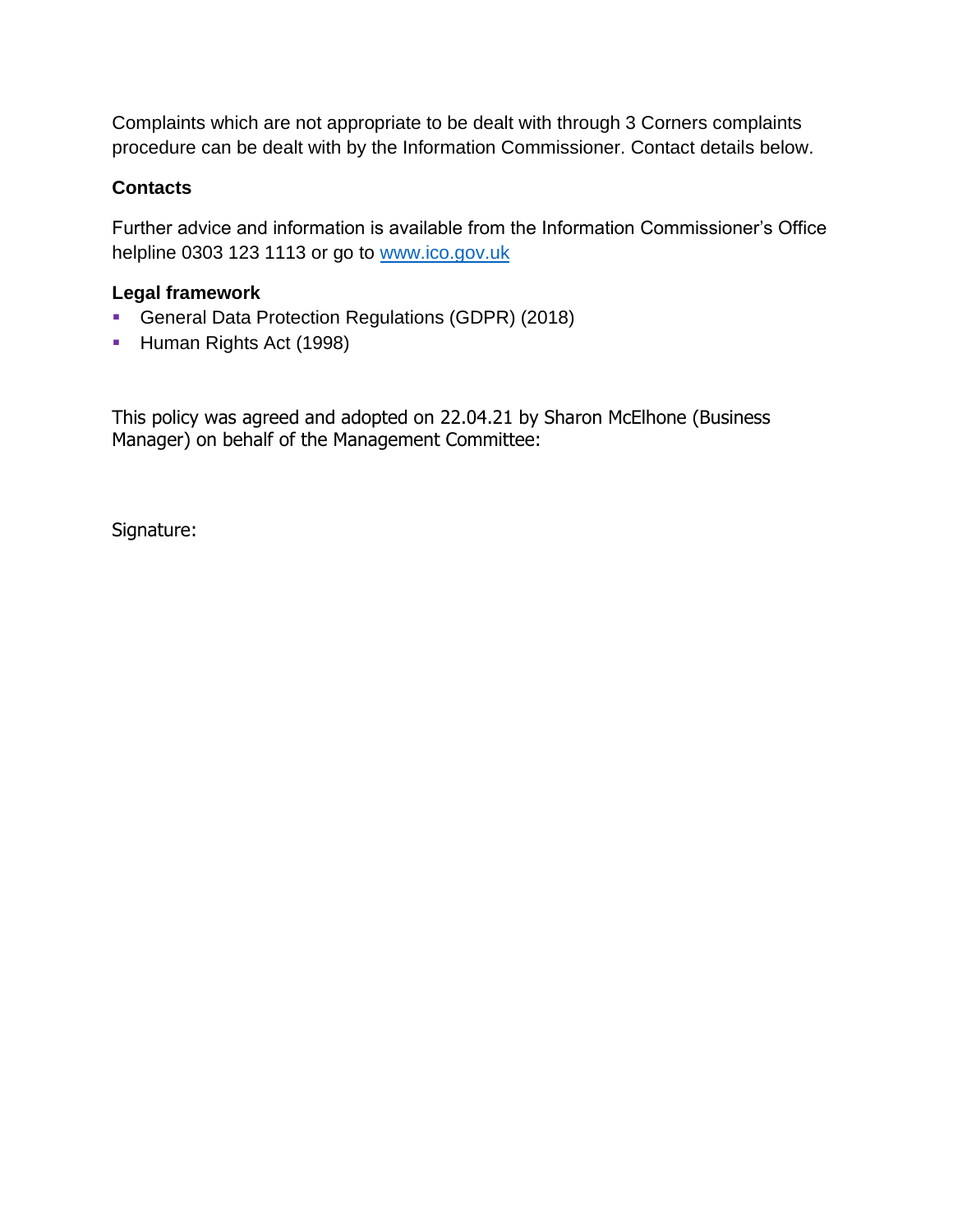Complaints which are not appropriate to be dealt with through 3 Corners complaints procedure can be dealt with by the Information Commissioner. Contact details below.

### Contacts

Further advice and information is available from the Information Commissioner's Office helpline 0303 123 1113 or go to [www.ico.gov.uk](http://www.ico.gov.uk)

### Legal framework

- General Data Protection Regulations (GDPR) (2018)
- Human Rights Act (1998)

This policy was agreed and adopted on 22.04.21 by Sharon McElhone (Business Manager) on behalf of the Management Committee:

Signature: